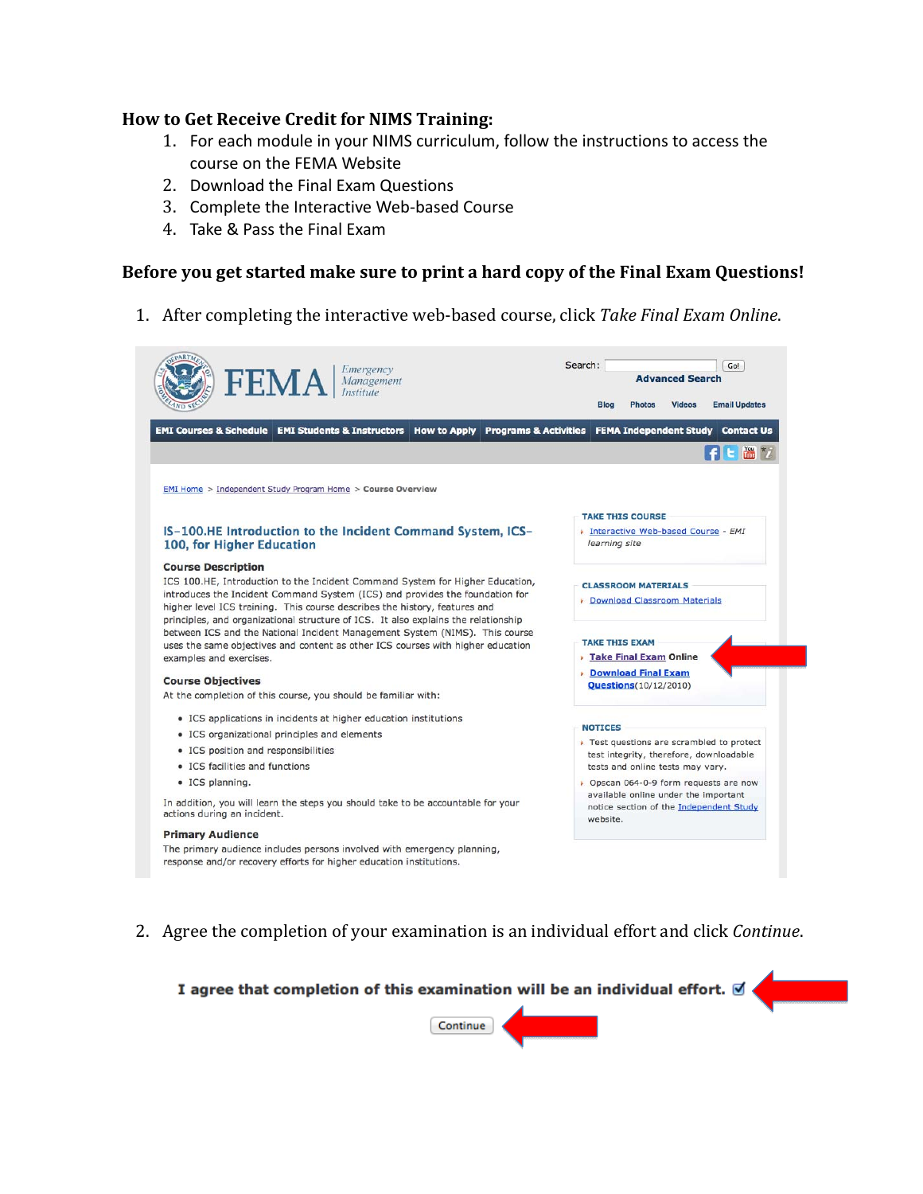**How to Get Receive Credit for NIMS Training:**

1. For each module in your NIMS curriculum, follow the instructions to access the course on the FEMA Website
2. Download the Final Exam Questions
3. Complete the Interactive Web-based Course
4. Take & Pass the Final Exam

**Before you get started make sure to print a hard copy of the Final Exam Questions!**

1. After completing the interactive web-based course, click *Take Final Exam Online*.

FEMA | Emergency Management Institute

Search: [ ] Go!
Advanced Search

Blog | Photos | Videos | Email Updates

EMI Courses & Schedule | EMI Students & Instructors | How to Apply | Programs & Activities | FEMA Independent Study | Contact Us

EMI Home > Independent Study Program Home > Course Overview

**IS-100.HE Introduction to the Incident Command System, ICS-100, for Higher Education**

**Course Description**

ICS 100.HE, Introduction to the Incident Command System for Higher Education, introduces the Incident Command System (ICS) and provides the foundation for higher level ICS training. This course describes the history, features and principles, and organizational structure of ICS. It also explains the relationship between ICS and the National Incident Management System (NIMS). This course uses the same objectives and content as other ICS courses with higher education examples and exercises.

**Course Objectives**

At the completion of this course, you should be familiar with:

- ICS applications in incidents at higher education institutions
- ICS organizational principles and elements
- ICS position and responsibilities
- ICS facilities and functions
- ICS planning.

In addition, you will learn the steps you should take to be accountable for your actions during an incident.

**Primary Audience**

The primary audience includes persons involved with emergency planning, response and/or recovery efforts for higher education institutions.

**TAKE THIS COURSE**

- Interactive Web-based Course - *EMI learning site*

**CLASSROOM MATERIALS**

- Download Classroom Materials

**TAKE THIS EXAM**

- Take Final Exam Online
- Download Final Exam Questions(10/12/2010)

**NOTICES**

- Test questions are scrambled to protect test integrity, therefore, downloadable tests and online tests may vary.
- Opscan 064-0-9 form requests are now available online under the important notice section of the Independent Study website.

2. Agree the completion of your examination is an individual effort and click *Continue*.

**I agree that completion of this examination will be an individual effort.** ☑

Continue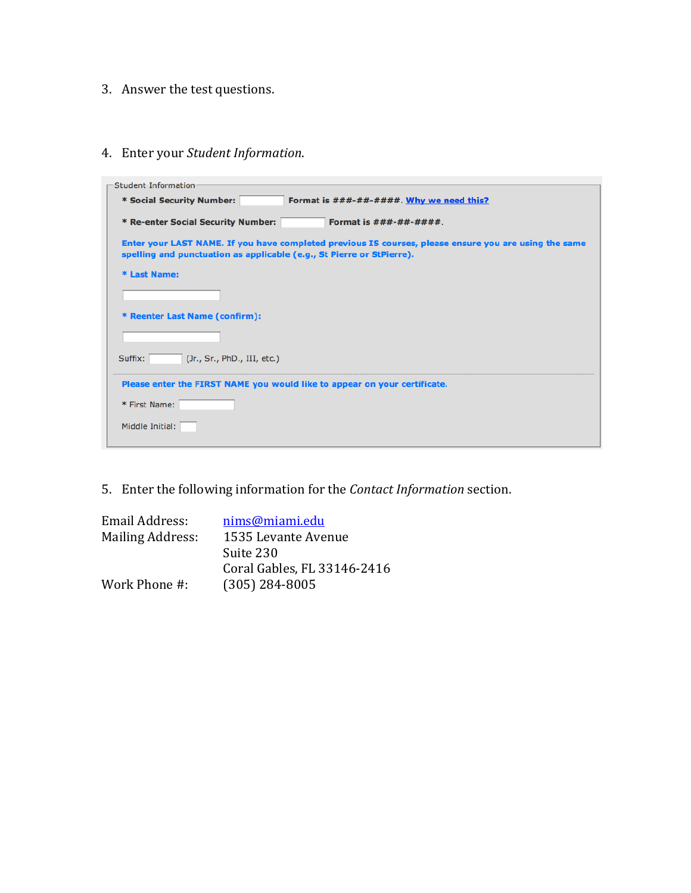3. Answer the test questions.

4. Enter your *Student Information*.

Student Information

**\* Social Security Number:** \_\_\_\_\_\_\_\_ **Format is ###-##-####.** **Why we need this?**

**\* Re-enter Social Security Number:** \_\_\_\_\_\_\_\_ **Format is ###-##-####.**

**Enter your LAST NAME. If you have completed previous IS courses, please ensure you are using the same spelling and punctuation as applicable (e.g., St Pierre or StPierre).**

**\* Last Name:**

\_\_\_\_\_\_\_\_

**\* Reenter Last Name (confirm):**

\_\_\_\_\_\_\_\_

Suffix: \_\_\_\_ (Jr., Sr., PhD., III, etc.)

**Please enter the FIRST NAME you would like to appear on your certificate.**

\* First Name: \_\_\_\_\_\_\_\_

Middle Initial: \_\_

5. Enter the following information for the *Contact Information* section.

Email Address: nims@miami.edu
Mailing Address: 1535 Levante Avenue
Suite 230
Coral Gables, FL 33146-2416
Work Phone #: (305) 284-8005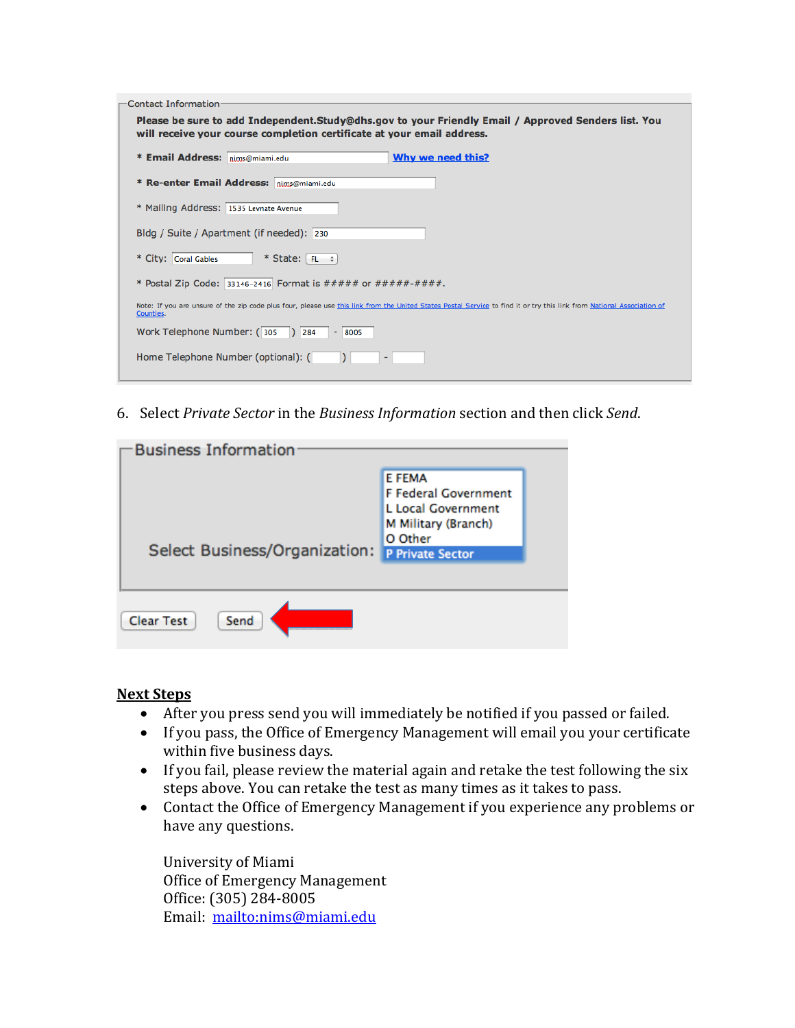Contact Information

**Please be sure to add Independent.Study@dhs.gov to your Friendly Email / Approved Senders list. You will receive your course completion certificate at your email address.**

**\* Email Address:** nims@miami.edu [Why we need this?]

**\* Re-enter Email Address:** nims@miami.edu

\* Mailing Address: 1535 Levnate Avenue

Bldg / Suite / Apartment (if needed): 230

\* City: Coral Gables \* State: FL

\* Postal Zip Code: 33146-2416 Format is ##### or #####-####.

Note: If you are unsure of the zip code plus four, please use this link from the United States Postal Service to find it or try this link from National Association of Counties.

Work Telephone Number: ( 305 ) 284 - 8005

Home Telephone Number (optional): ( ) -

6. Select *Private Sector* in the *Business Information* section and then click *Send*.

Business Information

Select Business/Organization:
- E FEMA
- F Federal Government
- L Local Government
- M Military (Branch)
- O Other
- P Private Sector

Clear Test | Send

**Next Steps**

- After you press send you will immediately be notified if you passed or failed.
- If you pass, the Office of Emergency Management will email you your certificate within five business days.
- If you fail, please review the material again and retake the test following the six steps above. You can retake the test as many times as it takes to pass.
- Contact the Office of Emergency Management if you experience any problems or have any questions.

University of Miami
Office of Emergency Management
Office: (305) 284-8005
Email: mailto:nims@miami.edu